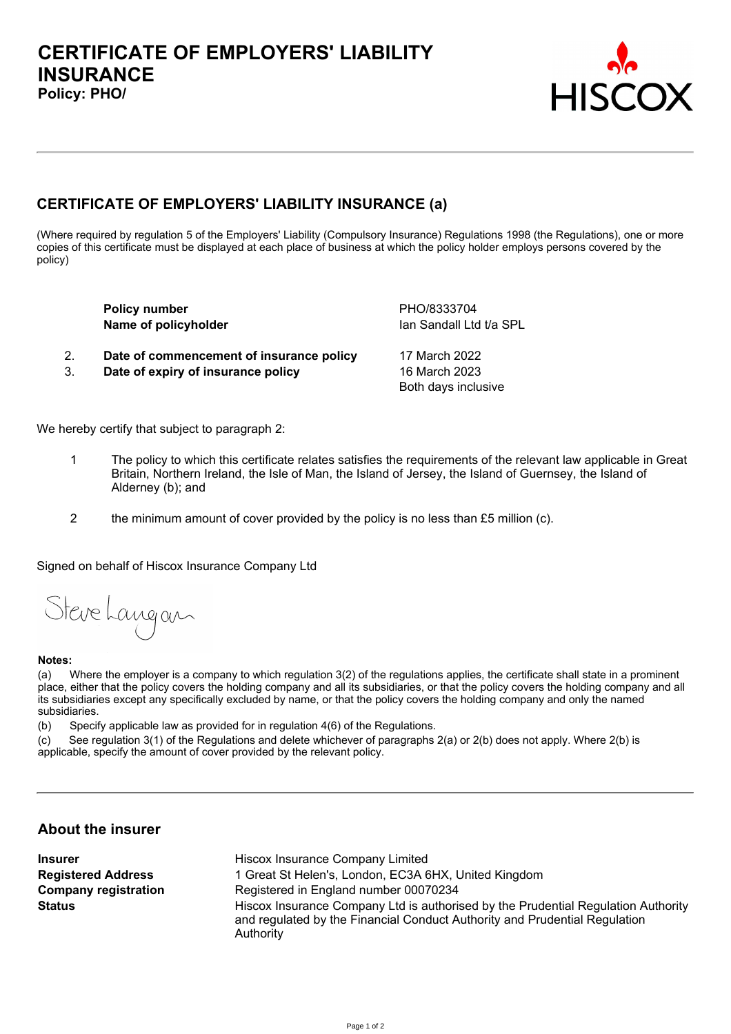# CERTIFICATE OF EMPLOYERS' LIABILITY INSURANCE

**Policy: PHO/**

HISCOX

## CERTIFICATE OF EMPLOYERS' LIABILITY INSURANCE (a)

(Where required by regulation 5 of the Employers' Liability (Compulsory Insurance) Regulations 1998 (the Regulations), one or more copies of this certificate must be displayed at each place of business at which the policy holder employs persons covered by the policy)

| | | |
|---|---|---|
| | **Policy number** | PHO/8333704 |
| | **Name of policyholder** | Ian Sandall Ltd t/a SPL |
| 2. | **Date of commencement of insurance policy** | 17 March 2022 |
| 3. | **Date of expiry of insurance policy** | 16 March 2023<br>Both days inclusive |

We hereby certify that subject to paragraph 2:

1. The policy to which this certificate relates satisfies the requirements of the relevant law applicable in Great Britain, Northern Ireland, the Isle of Man, the Island of Jersey, the Island of Guernsey, the Island of Alderney (b); and

2. the minimum amount of cover provided by the policy is no less than £5 million (c).

Signed on behalf of Hiscox Insurance Company Ltd

Steve Langan

**Notes:**

(a) Where the employer is a company to which regulation 3(2) of the regulations applies, the certificate shall state in a prominent place, either that the policy covers the holding company and all its subsidiaries, or that the policy covers the holding company and all its subsidiaries except any specifically excluded by name, or that the policy covers the holding company and only the named subsidiaries.

(b) Specify applicable law as provided for in regulation 4(6) of the Regulations.

(c) See regulation 3(1) of the Regulations and delete whichever of paragraphs 2(a) or 2(b) does not apply. Where 2(b) is applicable, specify the amount of cover provided by the relevant policy.

## About the insurer

| | |
|---|---|
| **Insurer** | Hiscox Insurance Company Limited |
| **Registered Address** | 1 Great St Helen's, London, EC3A 6HX, United Kingdom |
| **Company registration** | Registered in England number 00070234 |
| **Status** | Hiscox Insurance Company Ltd is authorised by the Prudential Regulation Authority and regulated by the Financial Conduct Authority and Prudential Regulation Authority |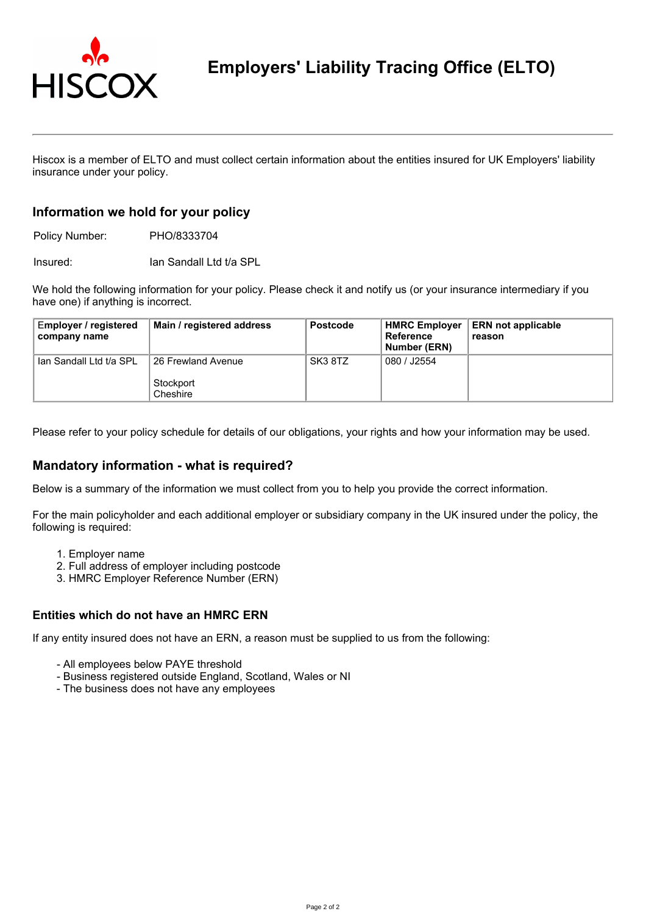# Employers' Liability Tracing Office (ELTO)

Hiscox is a member of ELTO and must collect certain information about the entities insured for UK Employers' liability insurance under your policy.

## Information we hold for your policy

Policy Number: PHO/8333704

Insured: Ian Sandall Ltd t/a SPL

We hold the following information for your policy. Please check it and notify us (or your insurance intermediary if you have one) if anything is incorrect.

| Employer / registered company name | Main / registered address | Postcode | HMRC Employer Reference Number (ERN) | ERN not applicable reason |
|---|---|---|---|---|
| Ian Sandall Ltd t/a SPL | 26 Frewland Avenue<br><br>Stockport<br>Cheshire | SK3 8TZ | 080 / J2554 | |

Please refer to your policy schedule for details of our obligations, your rights and how your information may be used.

## Mandatory information - what is required?

Below is a summary of the information we must collect from you to help you provide the correct information.

For the main policyholder and each additional employer or subsidiary company in the UK insured under the policy, the following is required:

1. Employer name
2. Full address of employer including postcode
3. HMRC Employer Reference Number (ERN)

### Entities which do not have an HMRC ERN

If any entity insured does not have an ERN, a reason must be supplied to us from the following:

- All employees below PAYE threshold
- Business registered outside England, Scotland, Wales or NI
- The business does not have any employees